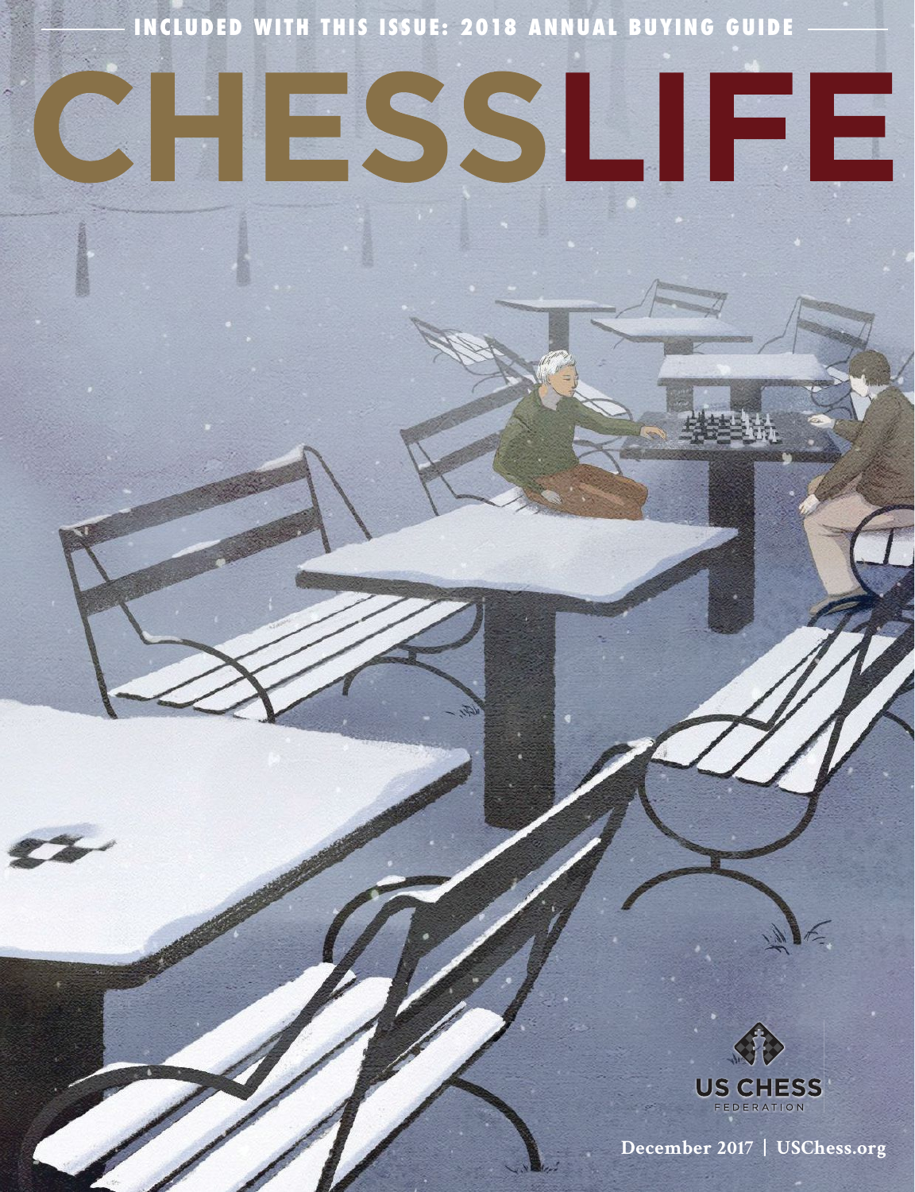INCLUDED WITH THIS ISSUE: 2018 ANNUAL BUYING GUIDE

# CHESS LIFE

US CHESS FEDERATION

December 2017 | USChess.org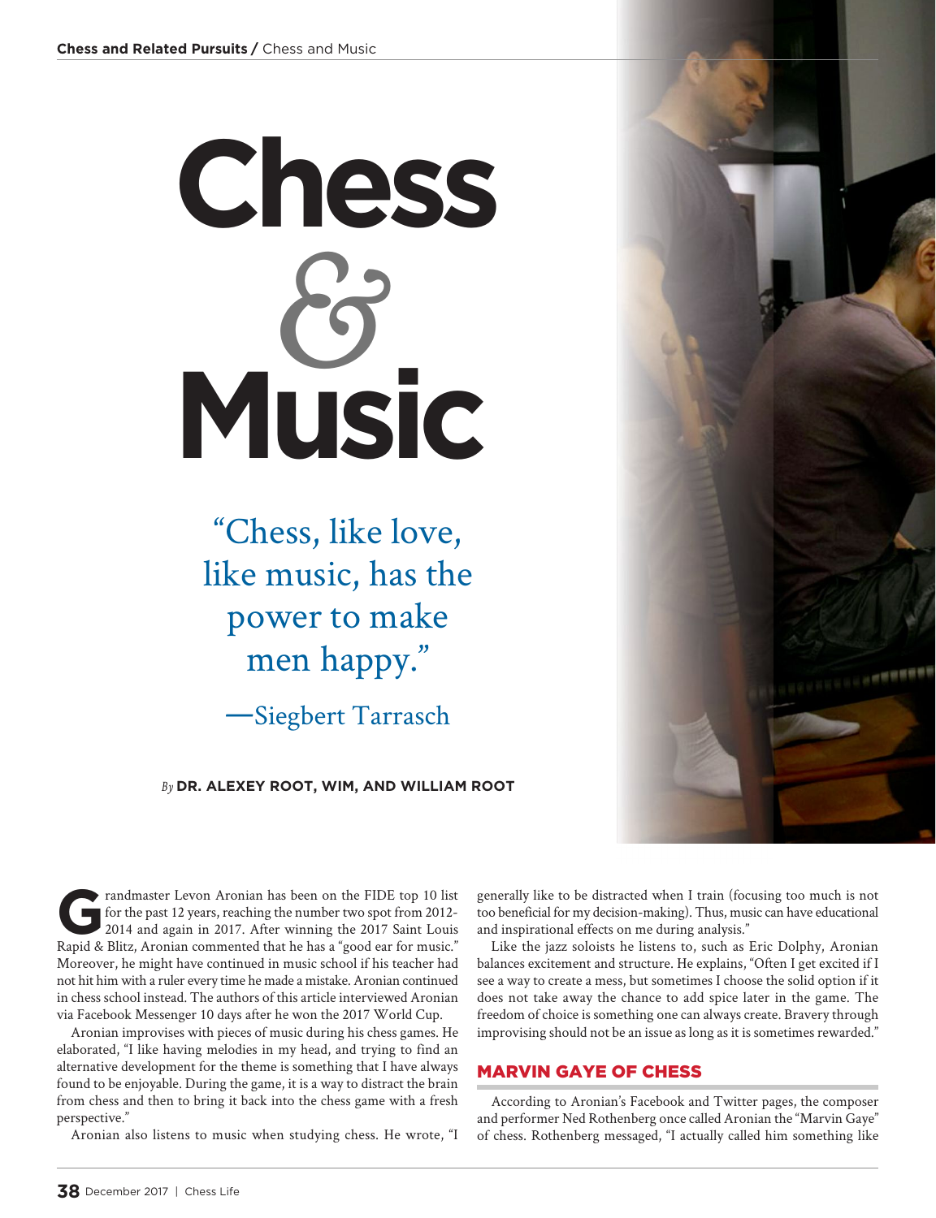# Chess & Music

"Chess, like love, like music, has the power to make men happy."

—Siegbert Tarrasch

*By* **DR. ALEXEY ROOT, WIM, AND WILLIAM ROOT**

Grandmaster Levon Aronian has been on the FIDE top 10 list for the past 12 years, reaching the number two spot from 2012-2014 and again in 2017. After winning the 2017 Saint Louis Rapid & Blitz, Aronian commented that he has a "good ear for music." Moreover, he might have continued in music school if his teacher had not hit him with a ruler every time he made a mistake. Aronian continued in chess school instead. The authors of this article interviewed Aronian via Facebook Messenger 10 days after he won the 2017 World Cup.

Aronian improvises with pieces of music during his chess games. He elaborated, "I like having melodies in my head, and trying to find an alternative development for the theme is something that I have always found to be enjoyable. During the game, it is a way to distract the brain from chess and then to bring it back into the chess game with a fresh perspective."

Aronian also listens to music when studying chess. He wrote, "I generally like to be distracted when I train (focusing too much is not too beneficial for my decision-making). Thus, music can have educational and inspirational effects on me during analysis."

Like the jazz soloists he listens to, such as Eric Dolphy, Aronian balances excitement and structure. He explains, "Often I get excited if I see a way to create a mess, but sometimes I choose the solid option if it does not take away the chance to add spice later in the game. The freedom of choice is something one can always create. Bravery through improvising should not be an issue as long as it is sometimes rewarded."

## MARVIN GAYE OF CHESS

According to Aronian's Facebook and Twitter pages, the composer and performer Ned Rothenberg once called Aronian the "Marvin Gaye" of chess. Rothenberg messaged, "I actually called him something like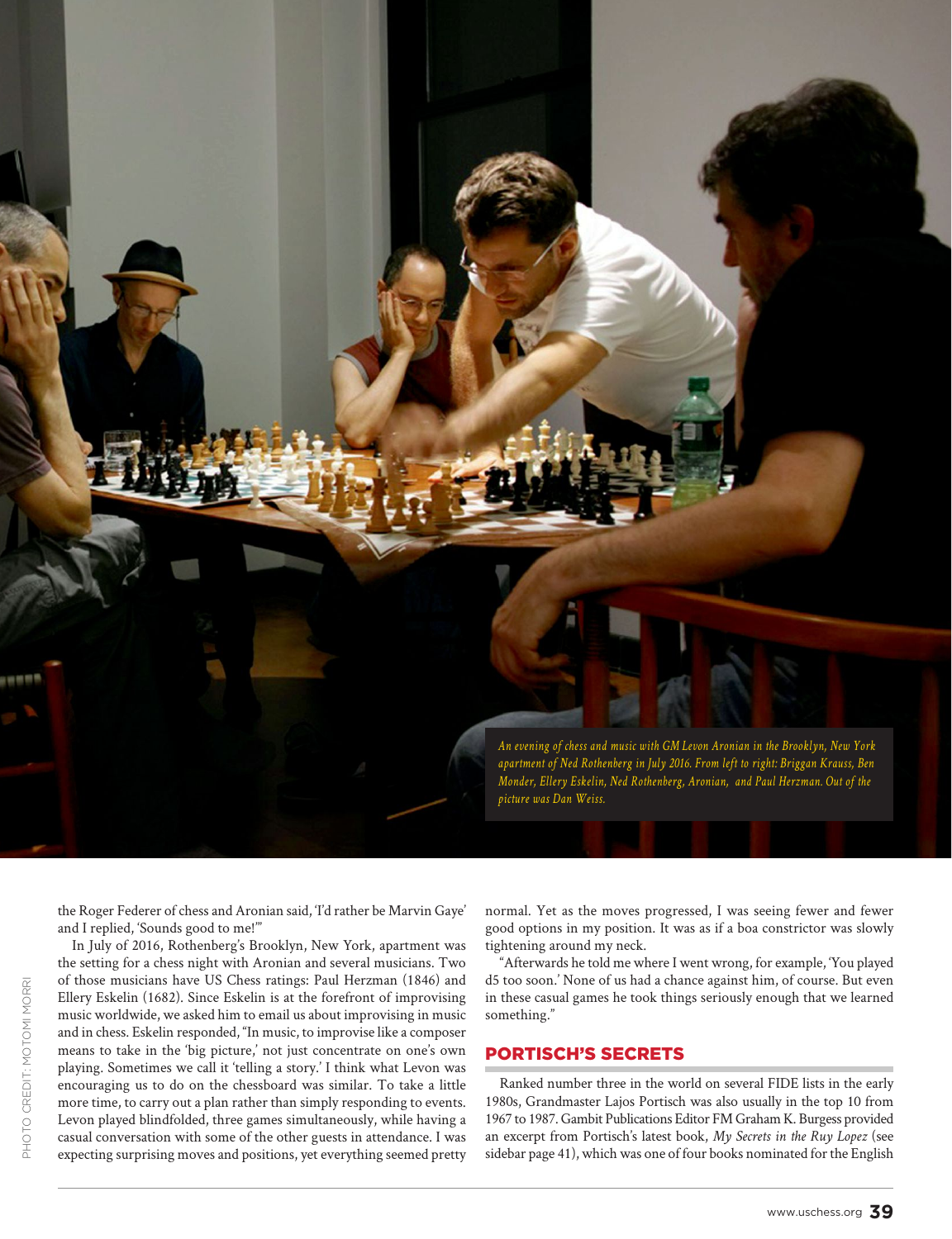*An evening of chess and music with GM Levon Aronian in the Brooklyn, New York apartment of Ned Rothenberg in July 2016. From left to right: Briggan Krauss, Ben Monder, Ellery Eskelin, Ned Rothenberg, Aronian, and Paul Herzman. Out of the picture was Dan Weiss.*

PHOTO CREDIT: MOTOMI MORRI

the Roger Federer of chess and Aronian said, 'I'd rather be Marvin Gaye' and I replied, 'Sounds good to me!'"

In July of 2016, Rothenberg's Brooklyn, New York, apartment was the setting for a chess night with Aronian and several musicians. Two of those musicians have US Chess ratings: Paul Herzman (1846) and Ellery Eskelin (1682). Since Eskelin is at the forefront of improvising music worldwide, we asked him to email us about improvising in music and in chess. Eskelin responded, "In music, to improvise like a composer means to take in the 'big picture,' not just concentrate on one's own playing. Sometimes we call it 'telling a story.' I think what Levon was encouraging us to do on the chessboard was similar. To take a little more time, to carry out a plan rather than simply responding to events. Levon played blindfolded, three games simultaneously, while having a casual conversation with some of the other guests in attendance. I was expecting surprising moves and positions, yet everything seemed pretty normal. Yet as the moves progressed, I was seeing fewer and fewer good options in my position. It was as if a boa constrictor was slowly tightening around my neck.

"Afterwards he told me where I went wrong, for example, 'You played d5 too soon.' None of us had a chance against him, of course. But even in these casual games he took things seriously enough that we learned something."

## PORTISCH'S SECRETS

Ranked number three in the world on several FIDE lists in the early 1980s, Grandmaster Lajos Portisch was also usually in the top 10 from 1967 to 1987. Gambit Publications Editor FM Graham K. Burgess provided an excerpt from Portisch's latest book, *My Secrets in the Ruy Lopez* (see sidebar page 41), which was one of four books nominated for the English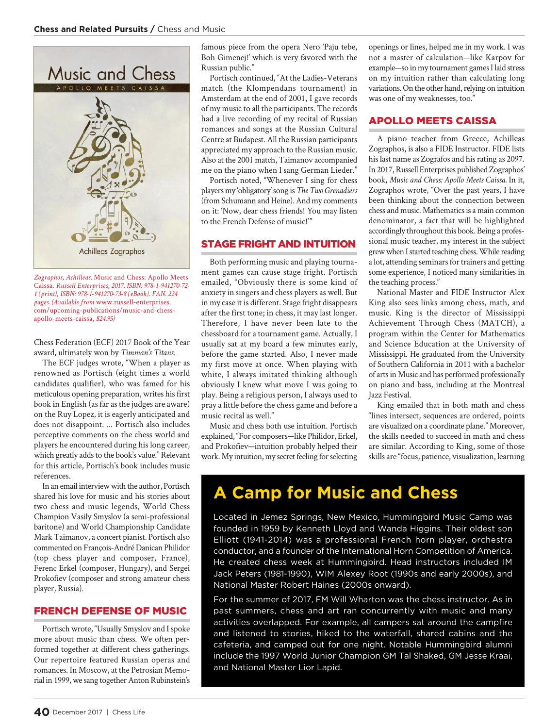Zographos, Achilleas. *Music and Chess: Apollo Meets Caissa*. Russell Enterprises, 2017. ISBN: 978-1-941270-72-1 (print), ISBN: 978-1-941270-73-8 (eBook). FAN. 224 pages. (Available from www.russell-enterprises.com/upcoming-publications/music-and-chess-apollo-meets-caissa, $24.95)

Chess Federation (ECF) 2017 Book of the Year award, ultimately won by *Timman's Titans*.

The ECF judges wrote, "When a player as renowned as Portisch (eight times a world candidates qualifier), who was famed for his meticulous opening preparation, writes his first book in English (as far as the judges are aware) on the Ruy Lopez, it is eagerly anticipated and does not disappoint. ... Portisch also includes perceptive comments on the chess world and players he encountered during his long career, which greatly adds to the book's value." Relevant for this article, Portisch's book includes music references.

In an email interview with the author, Portisch shared his love for music and his stories about two chess and music legends, World Chess Champion Vasily Smyslov (a semi-professional baritone) and World Championship Candidate Mark Taimanov, a concert pianist. Portisch also commented on François-André Danican Philidor (top chess player and composer, France), Ferenc Erkel (composer, Hungary), and Sergei Prokofiev (composer and strong amateur chess player, Russia).

## FRENCH DEFENSE OF MUSIC

Portisch wrote, "Usually Smyslov and I spoke more about music than chess. We often performed together at different chess gatherings. Our repertoire featured Russian operas and romances. In Moscow, at the Petrosian Memorial in 1999, we sang together Anton Rubinstein's famous piece from the opera Nero 'Paju tebe, Boh Gimenej!' which is very favored with the Russian public."

Portisch continued, "At the Ladies-Veterans match (the Klompendans tournament) in Amsterdam at the end of 2001, I gave records of my music to all the participants. The records had a live recording of my recital of Russian romances and songs at the Russian Cultural Centre at Budapest. All the Russian participants appreciated my approach to the Russian music. Also at the 2001 match, Taimanov accompanied me on the piano when I sang German Lieder."

Portisch noted, "Whenever I sing for chess players my 'obligatory' song is *The Two Grenadiers* (from Schumann and Heine). And my comments on it: 'Now, dear chess friends! You may listen to the French Defense of music!'"

## STAGE FRIGHT AND INTUITION

Both performing music and playing tournament games can cause stage fright. Portisch emailed, "Obviously there is some kind of anxiety in singers and chess players as well. But in my case it is different. Stage fright disappears after the first tone; in chess, it may last longer. Therefore, I have never been late to the chessboard for a tournament game. Actually, I usually sat at my board a few minutes early, before the game started. Also, I never made my first move at once. When playing with white, I always imitated thinking although obviously I knew what move I was going to play. Being a religious person, I always use to pray a little before the chess game and before a music recital as well."

Music and chess both use intuition. Portisch explained, "For composers—like Philidor, Erkel, and Prokofiev—intuition probably helped their work. My intuition, my secret feeling for selecting openings or lines, helped me in my work. I was not a master of calculation—like Karpov for example—so in my tournament games I laid stress on my intuition rather than calculating long variations. On the other hand, relying on intuition was one of my weaknesses, too."

## APOLLO MEETS CAISSA

A piano teacher from Greece, Achilleas Zographos, is also a FIDE Instructor. FIDE lists his last name as Zografos and his rating as 2097. In 2017, Russell Enterprises published Zographos' book, *Music and Chess: Apollo Meets Caissa*. In it, Zographos wrote, "Over the past years, I have been thinking about the connection between chess and music. Mathematics is a main common denominator, a fact that will be highlighted accordingly throughout this book. Being a professional music teacher, my interest in the subject grew when I started teaching chess. While reading a lot, attending seminars for trainers and getting some experience, I noticed many similarities in the teaching process."

National Master and FIDE Instructor Alex King also sees links among chess, math, and music. King is the director of Mississippi Achievement Through Chess (MATCH), a program within the Center for Mathematics and Science Education at the University of Mississippi. He graduated from the University of Southern California in 2011 with a bachelor of arts in Music and has performed professionally on piano and bass, including at the Montreal Jazz Festival.

King emailed that in both math and chess "lines intersect, sequences are ordered, points are visualized on a coordinate plane." Moreover, the skills needed to succeed in math and chess are similar. According to King, some of those skills are "focus, patience, visualization, learning

## A Camp for Music and Chess

Located in Jemez Springs, New Mexico, Hummingbird Music Camp was founded in 1959 by Kenneth Lloyd and Wanda Higgins. Their oldest son Elliott (1941-2014) was a professional French horn player, orchestra conductor, and a founder of the International Horn Competition of America. He created chess week at Hummingbird. Head instructors included IM Jack Peters (1981-1990), WIM Alexey Root (1990s and early 2000s), and National Master Robert Haines (2000s onward).

For the summer of 2017, FM Will Wharton was the chess instructor. As in past summers, chess and art ran concurrently with music and many activities overlapped. For example, all campers sat around the campfire and listened to stories, hiked to the waterfall, shared cabins and the cafeteria, and camped out for one night. Notable Hummingbird alumni include the 1997 World Junior Champion GM Tal Shaked, GM Jesse Kraai, and National Master Lior Lapid.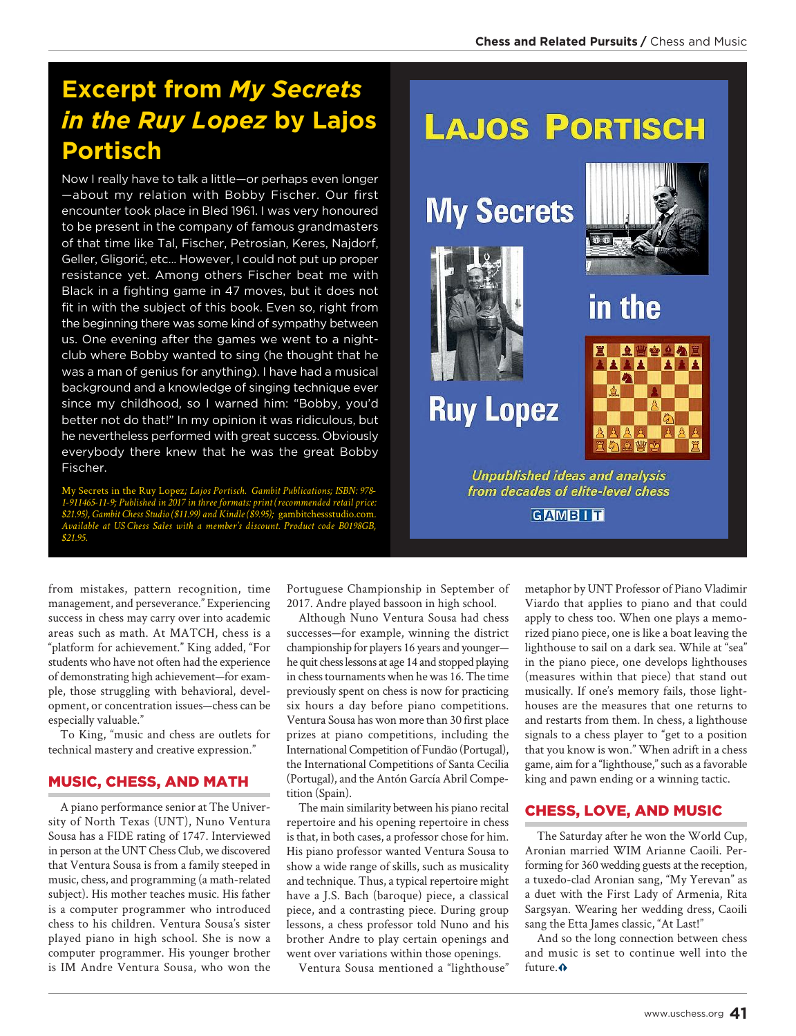## Excerpt from *My Secrets in the Ruy Lopez* by Lajos Portisch

Now I really have to talk a little—or perhaps even longer—about my relation with Bobby Fischer. Our first encounter took place in Bled 1961. I was very honoured to be present in the company of famous grandmasters of that time like Tal, Fischer, Petrosian, Keres, Najdorf, Geller, Gligorić, etc... However, I could not put up proper resistance yet. Among others Fischer beat me with Black in a fighting game in 47 moves, but it does not fit in with the subject of this book. Even so, right from the beginning there was some kind of sympathy between us. One evening after the games we went to a night-club where Bobby wanted to sing (he thought that he was a man of genius for anything). I have had a musical background and a knowledge of singing technique ever since my childhood, so I warned him: "Bobby, you'd better not do that!" In my opinion it was ridiculous, but he nevertheless performed with great success. Obviously everybody there knew that he was the great Bobby Fischer.

*My Secrets in the Ruy Lopez; Lajos Portisch. Gambit Publications; ISBN: 978-1-911465-11-9; Published in 2017 in three formats: print (recommended retail price: $21.95), Gambit Chess Studio ($11.99) and Kindle ($9.95);* gambitchessstudio.com. *Available at US Chess Sales with a member's discount. Product code B0198GB, $21.95.*

LAJOS PORTISCH

My Secrets in the Ruy Lopez

Unpublished ideas and analysis from decades of elite-level chess

GAMBIT

from mistakes, pattern recognition, time management, and perseverance." Experiencing success in chess may carry over into academic areas such as math. At MATCH, chess is a "platform for achievement." King added, "For students who have not often had the experience of demonstrating high achievement—for example, those struggling with behavioral, development, or concentration issues—chess can be especially valuable."

To King, "music and chess are outlets for technical mastery and creative expression."

## MUSIC, CHESS, AND MATH

A piano performance senior at The University of North Texas (UNT), Nuno Ventura Sousa has a FIDE rating of 1747. Interviewed in person at the UNT Chess Club, we discovered that Ventura Sousa is from a family steeped in music, chess, and programming (a math-related subject). His mother teaches music. His father is a computer programmer who introduced chess to his children. Ventura Sousa's sister played piano in high school. She is now a computer programmer. His younger brother is IM Andre Ventura Sousa, who won the Portuguese Championship in September of 2017. Andre played bassoon in high school.

Although Nuno Ventura Sousa had chess successes—for example, winning the district championship for players 16 years and younger—he quit chess lessons at age 14 and stopped playing in chess tournaments when he was 16. The time previously spent on chess is now for practicing six hours a day before piano competitions. Ventura Sousa has won more than 30 first place prizes at piano competitions, including the International Competition of Fundão (Portugal), the International Competitions of Santa Cecilia (Portugal), and the Antón García Abril Competition (Spain).

The main similarity between his piano recital repertoire and his opening repertoire in chess is that, in both cases, a professor chose for him. His piano professor wanted Ventura Sousa to show a wide range of skills, such as musicality and technique. Thus, a typical repertoire might have a J.S. Bach (baroque) piece, a classical piece, and a contrasting piece. During group lessons, a chess professor told Nuno and his brother Andre to play certain openings and went over variations within those openings.

Ventura Sousa mentioned a "lighthouse" metaphor by UNT Professor of Piano Vladimir Viardo that applies to piano and that could apply to chess too. When one plays a memorized piano piece, one is like a boat leaving the lighthouse to sail on a dark sea. While at "sea" in the piano piece, one develops lighthouses (measures within that piece) that stand out musically. If one's memory fails, those lighthouses are the measures that one returns to and restarts from them. In chess, a lighthouse signals to a chess player to "get to a position that you know is won." When adrift in a chess game, aim for a "lighthouse," such as a favorable king and pawn ending or a winning tactic.

## CHESS, LOVE, AND MUSIC

The Saturday after he won the World Cup, Aronian married WIM Arianne Caoili. Performing for 360 wedding guests at the reception, a tuxedo-clad Aronian sang, "My Yerevan" as a duet with the First Lady of Armenia, Rita Sargsyan. Wearing her wedding dress, Caoili sang the Etta James classic, "At Last!"

And so the long connection between chess and music is set to continue well into the future.